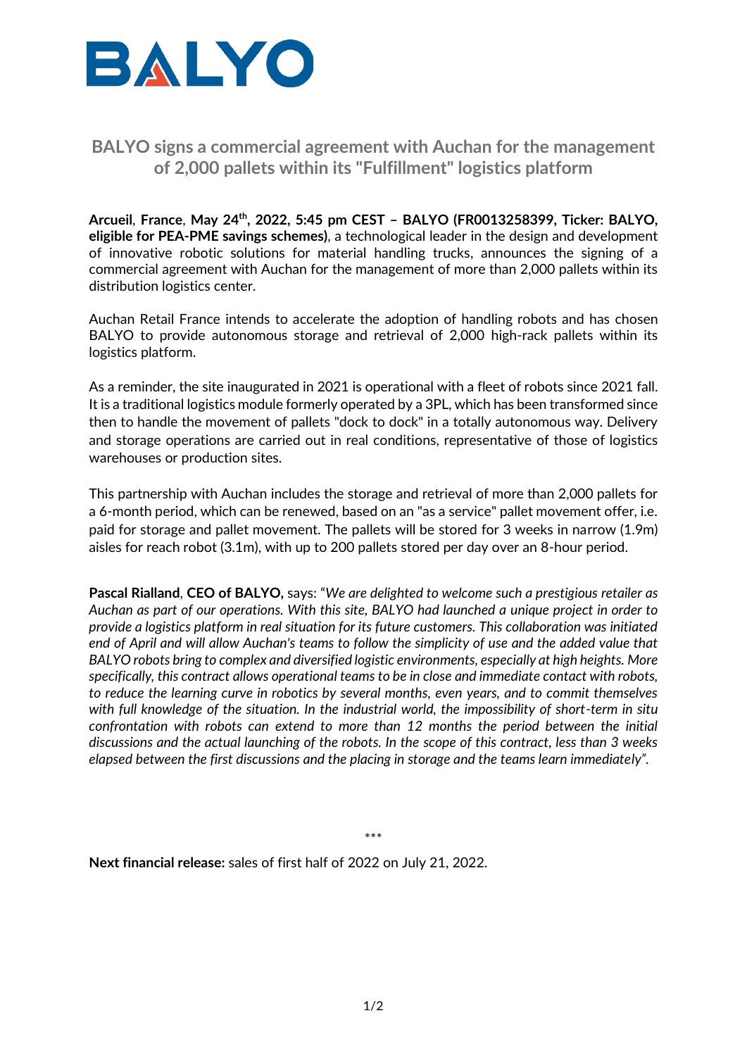# BALYO signs a commercial agreement with Auchan for the management of 2,000 pallets within its "Fulfillment" logistics platform

**Arcueil, France, May 24th, 2022, 5:45 pm CEST – BALYO (FR0013258399, Ticker: BALYO, eligible for PEA-PME savings schemes)**, a technological leader in the design and development of innovative robotic solutions for material handling trucks, announces the signing of a commercial agreement with Auchan for the management of more than 2,000 pallets within its distribution logistics center.

Auchan Retail France intends to accelerate the adoption of handling robots and has chosen BALYO to provide autonomous storage and retrieval of 2,000 high-rack pallets within its logistics platform.

As a reminder, the site inaugurated in 2021 is operational with a fleet of robots since 2021 fall. It is a traditional logistics module formerly operated by a 3PL, which has been transformed since then to handle the movement of pallets "dock to dock" in a totally autonomous way. Delivery and storage operations are carried out in real conditions, representative of those of logistics warehouses or production sites.

This partnership with Auchan includes the storage and retrieval of more than 2,000 pallets for a 6-month period, which can be renewed, based on an "as a service" pallet movement offer, i.e. paid for storage and pallet movement. The pallets will be stored for 3 weeks in narrow (1.9m) aisles for reach robot (3.1m), with up to 200 pallets stored per day over an 8-hour period.

**Pascal Rialland**, **CEO of BALYO,** says: "*We are delighted to welcome such a prestigious retailer as Auchan as part of our operations. With this site, BALYO had launched a unique project in order to provide a logistics platform in real situation for its future customers. This collaboration was initiated end of April and will allow Auchan's teams to follow the simplicity of use and the added value that BALYO robots bring to complex and diversified logistic environments, especially at high heights. More specifically, this contract allows operational teams to be in close and immediate contact with robots, to reduce the learning curve in robotics by several months, even years, and to commit themselves with full knowledge of the situation. In the industrial world, the impossibility of short-term in situ confrontation with robots can extend to more than 12 months the period between the initial discussions and the actual launching of the robots. In the scope of this contract, less than 3 weeks elapsed between the first discussions and the placing in storage and the teams learn immediately*".

\*\*\*

**Next financial release:** sales of first half of 2022 on July 21, 2022.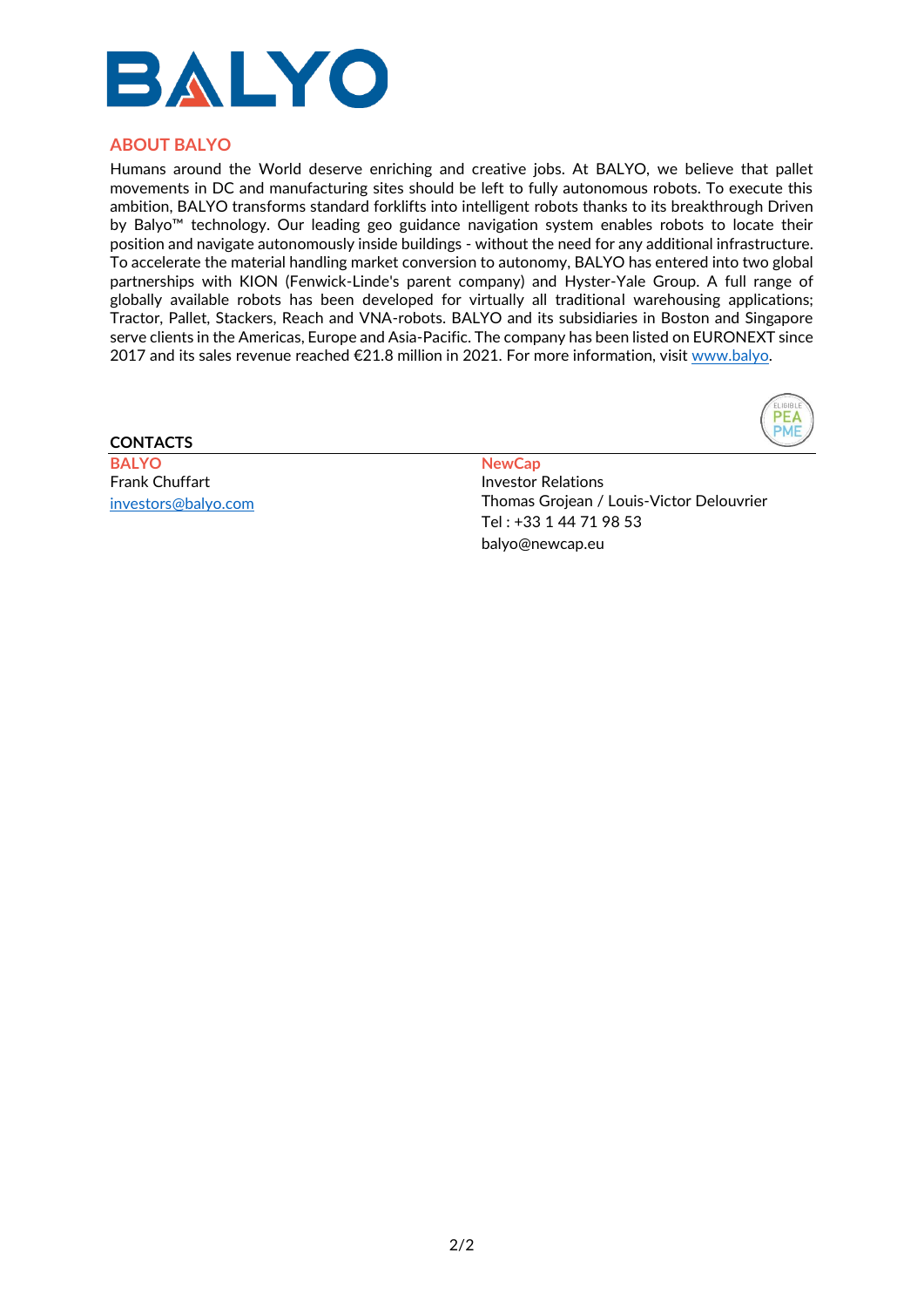## ABOUT BALYO

Humans around the World deserve enriching and creative jobs. At BALYO, we believe that pallet movements in DC and manufacturing sites should be left to fully autonomous robots. To execute this ambition, BALYO transforms standard forklifts into intelligent robots thanks to its breakthrough Driven by Balyo™ technology. Our leading geo guidance navigation system enables robots to locate their position and navigate autonomously inside buildings - without the need for any additional infrastructure. To accelerate the material handling market conversion to autonomy, BALYO has entered into two global partnerships with KION (Fenwick-Linde's parent company) and Hyster-Yale Group. A full range of globally available robots has been developed for virtually all traditional warehousing applications; Tractor, Pallet, Stackers, Reach and VNA-robots. BALYO and its subsidiaries in Boston and Singapore serve clients in the Americas, Europe and Asia-Pacific. The company has been listed on EURONEXT since 2017 and its sales revenue reached €21.8 million in 2021. For more information, visit www.balyo.

ELIGIBLE PEA PME

**CONTACTS**

**BALYO**
Frank Chuffart
investors@balyo.com

**NewCap**
Investor Relations
Thomas Grojean / Louis-Victor Delouvrier
Tel : +33 1 44 71 98 53
balyo@newcap.eu